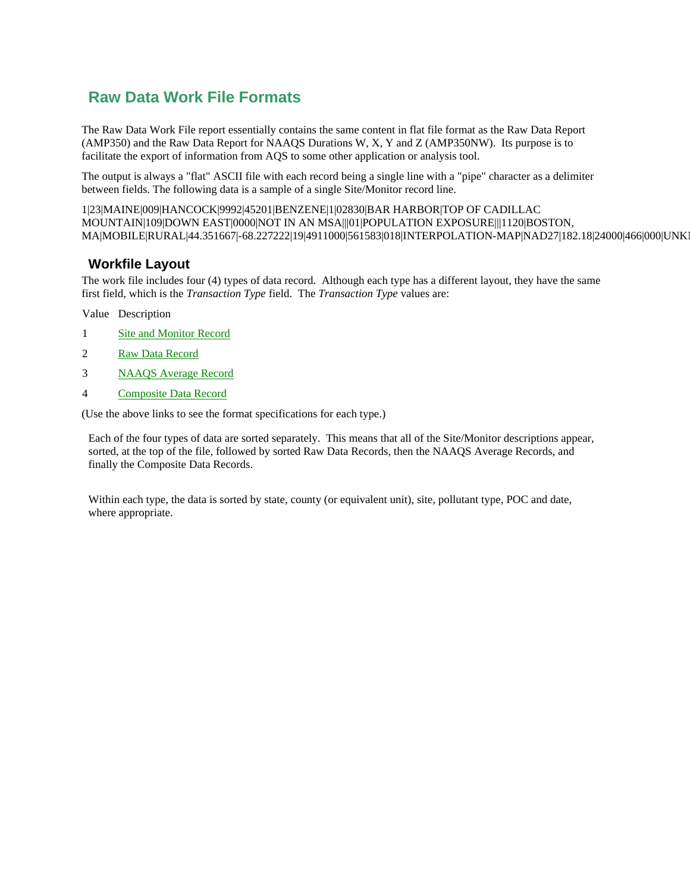# Raw Data Work File Formats

The Raw Data Work File report essentially contains the same content in flat file format as the Raw Data Report (AMP350) and the Raw Data Report for NAAQS Durations W, X, Y and Z (AMP350NW). Its purpose is to facilitate the export of information from AQS to some other application or analysis tool.

The output is always a "flat" ASCII file with each record being a single line with a "pipe" character as a delimiter between fields. The following data is a sample of a single Site/Monitor record line.

1|23|MAINE|009|HANCOCK|9992|45201|BENZENE|1|02830|BAR HARBOR|TOP OF CADILLAC MOUNTAIN|109|DOWN EAST|0000|NOT IN AN MSA|||01|POPULATION EXPOSURE|||1120|BOSTON, MA|MOBILE|RURAL|44.351667|-68.227222|19|4911000|561583|018|INTERPOLATION-MAP|NAD27|182.18|24000|466|000|UNKI

## Workfile Layout

The work file includes four (4) types of data record. Although each type has a different layout, they have the same first field, which is the *Transaction Type* field. The *Transaction Type* values are:

| Value | Description |
|---|---|
| 1 | Site and Monitor Record |
| 2 | Raw Data Record |
| 3 | NAAQS Average Record |
| 4 | Composite Data Record |

(Use the above links to see the format specifications for each type.)

Each of the four types of data are sorted separately. This means that all of the Site/Monitor descriptions appear, sorted, at the top of the file, followed by sorted Raw Data Records, then the NAAQS Average Records, and finally the Composite Data Records.

Within each type, the data is sorted by state, county (or equivalent unit), site, pollutant type, POC and date, where appropriate.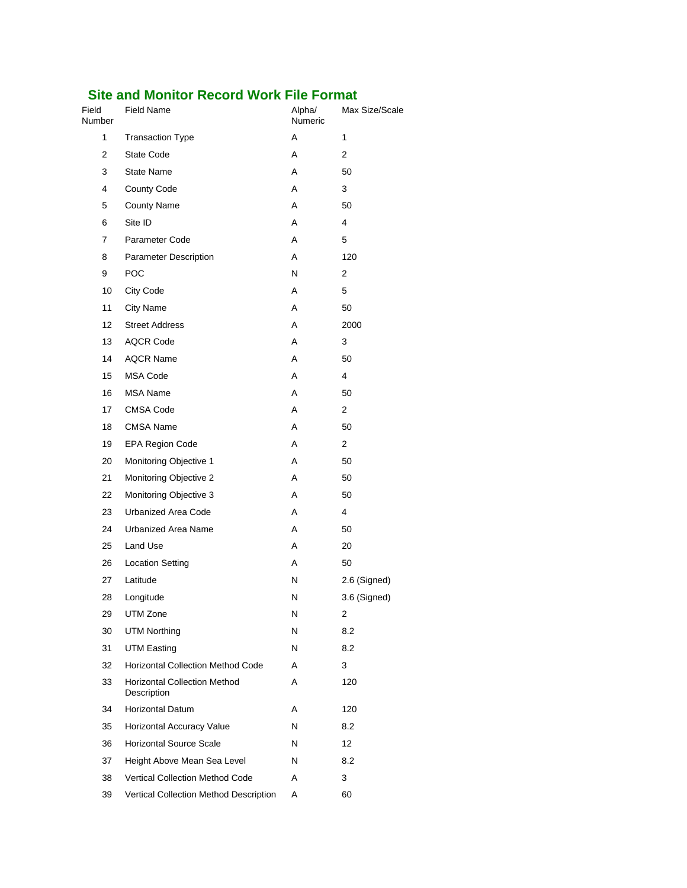## Site and Monitor Record Work File Format

| Field Number | Field Name | Alpha/ Numeric | Max Size/Scale |
|---|---|---|---|
| 1 | Transaction Type | A | 1 |
| 2 | State Code | A | 2 |
| 3 | State Name | A | 50 |
| 4 | County Code | A | 3 |
| 5 | County Name | A | 50 |
| 6 | Site ID | A | 4 |
| 7 | Parameter Code | A | 5 |
| 8 | Parameter Description | A | 120 |
| 9 | POC | N | 2 |
| 10 | City Code | A | 5 |
| 11 | City Name | A | 50 |
| 12 | Street Address | A | 2000 |
| 13 | AQCR Code | A | 3 |
| 14 | AQCR Name | A | 50 |
| 15 | MSA Code | A | 4 |
| 16 | MSA Name | A | 50 |
| 17 | CMSA Code | A | 2 |
| 18 | CMSA Name | A | 50 |
| 19 | EPA Region Code | A | 2 |
| 20 | Monitoring Objective 1 | A | 50 |
| 21 | Monitoring Objective 2 | A | 50 |
| 22 | Monitoring Objective 3 | A | 50 |
| 23 | Urbanized Area Code | A | 4 |
| 24 | Urbanized Area Name | A | 50 |
| 25 | Land Use | A | 20 |
| 26 | Location Setting | A | 50 |
| 27 | Latitude | N | 2.6 (Signed) |
| 28 | Longitude | N | 3.6 (Signed) |
| 29 | UTM Zone | N | 2 |
| 30 | UTM Northing | N | 8.2 |
| 31 | UTM Easting | N | 8.2 |
| 32 | Horizontal Collection Method Code | A | 3 |
| 33 | Horizontal Collection Method Description | A | 120 |
| 34 | Horizontal Datum | A | 120 |
| 35 | Horizontal Accuracy Value | N | 8.2 |
| 36 | Horizontal Source Scale | N | 12 |
| 37 | Height Above Mean Sea Level | N | 8.2 |
| 38 | Vertical Collection Method Code | A | 3 |
| 39 | Vertical Collection Method Description | A | 60 |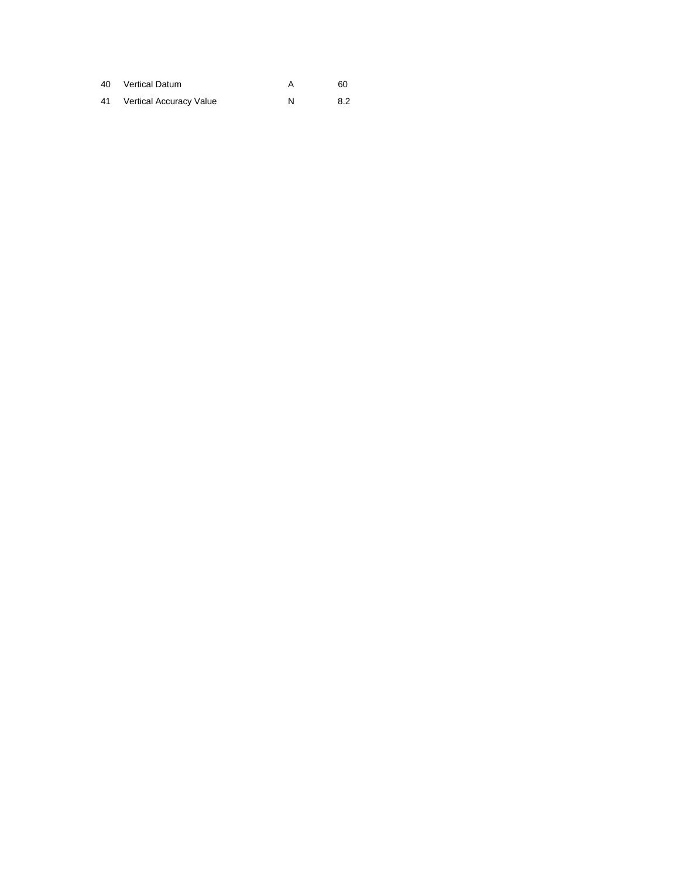| | | | |
|---|---|---|---|
| 40 | Vertical Datum | A | 60 |
| 41 | Vertical Accuracy Value | N | 8.2 |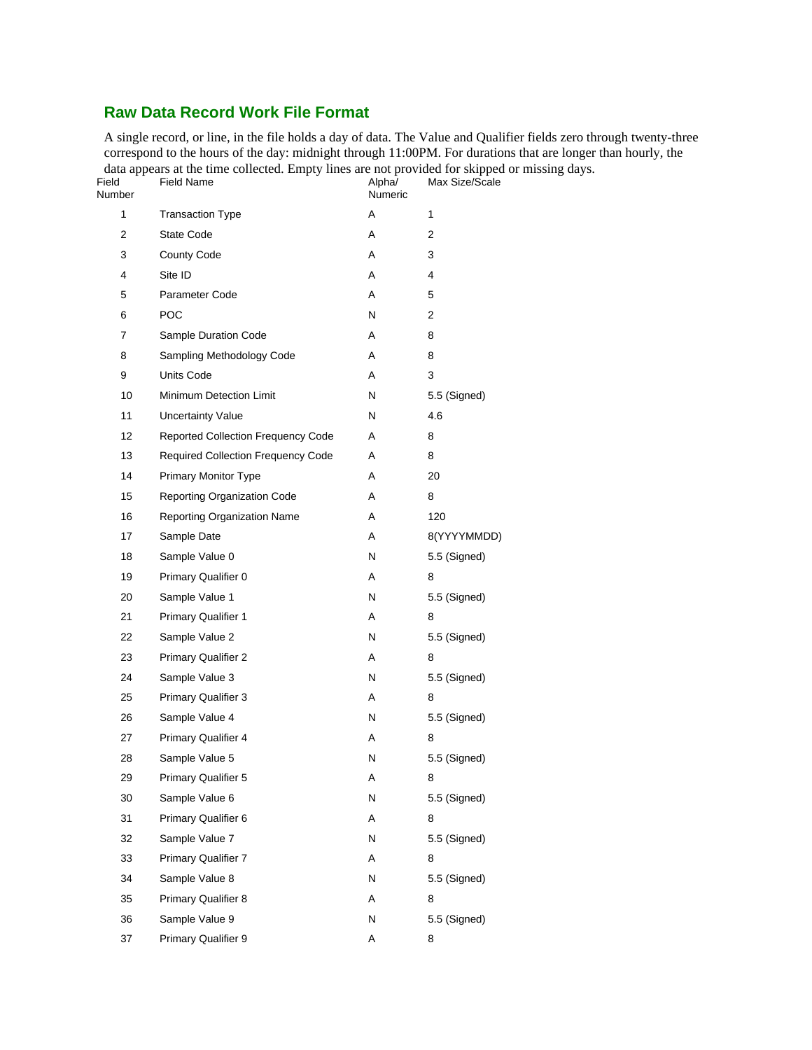## Raw Data Record Work File Format

A single record, or line, in the file holds a day of data. The Value and Qualifier fields zero through twenty-three correspond to the hours of the day: midnight through 11:00PM. For durations that are longer than hourly, the data appears at the time collected. Empty lines are not provided for skipped or missing days.

| Field Number | Field Name | Alpha/ Numeric | Max Size/Scale |
|---|---|---|---|
| 1 | Transaction Type | A | 1 |
| 2 | State Code | A | 2 |
| 3 | County Code | A | 3 |
| 4 | Site ID | A | 4 |
| 5 | Parameter Code | A | 5 |
| 6 | POC | N | 2 |
| 7 | Sample Duration Code | A | 8 |
| 8 | Sampling Methodology Code | A | 8 |
| 9 | Units Code | A | 3 |
| 10 | Minimum Detection Limit | N | 5.5 (Signed) |
| 11 | Uncertainty Value | N | 4.6 |
| 12 | Reported Collection Frequency Code | A | 8 |
| 13 | Required Collection Frequency Code | A | 8 |
| 14 | Primary Monitor Type | A | 20 |
| 15 | Reporting Organization Code | A | 8 |
| 16 | Reporting Organization Name | A | 120 |
| 17 | Sample Date | A | 8(YYYYMMDD) |
| 18 | Sample Value 0 | N | 5.5 (Signed) |
| 19 | Primary Qualifier 0 | A | 8 |
| 20 | Sample Value 1 | N | 5.5 (Signed) |
| 21 | Primary Qualifier 1 | A | 8 |
| 22 | Sample Value 2 | N | 5.5 (Signed) |
| 23 | Primary Qualifier 2 | A | 8 |
| 24 | Sample Value 3 | N | 5.5 (Signed) |
| 25 | Primary Qualifier 3 | A | 8 |
| 26 | Sample Value 4 | N | 5.5 (Signed) |
| 27 | Primary Qualifier 4 | A | 8 |
| 28 | Sample Value 5 | N | 5.5 (Signed) |
| 29 | Primary Qualifier 5 | A | 8 |
| 30 | Sample Value 6 | N | 5.5 (Signed) |
| 31 | Primary Qualifier 6 | A | 8 |
| 32 | Sample Value 7 | N | 5.5 (Signed) |
| 33 | Primary Qualifier 7 | A | 8 |
| 34 | Sample Value 8 | N | 5.5 (Signed) |
| 35 | Primary Qualifier 8 | A | 8 |
| 36 | Sample Value 9 | N | 5.5 (Signed) |
| 37 | Primary Qualifier 9 | A | 8 |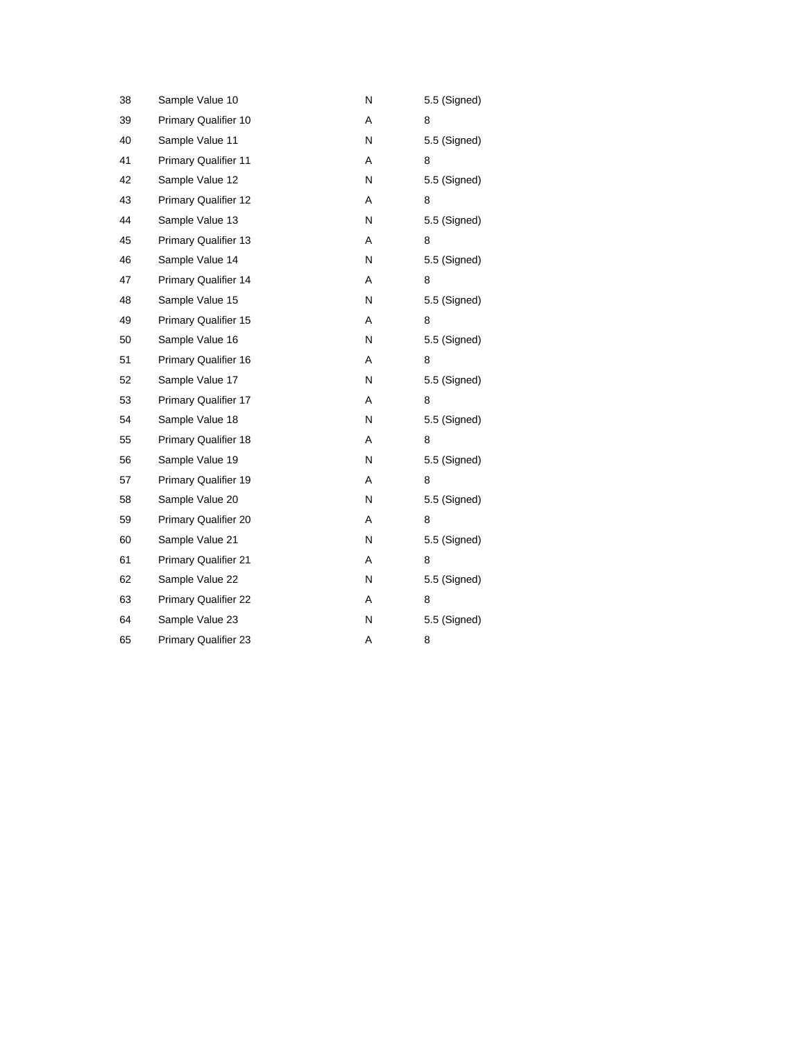| | | | |
|---|---|---|---|
| 38 | Sample Value 10 | N | 5.5 (Signed) |
| 39 | Primary Qualifier 10 | A | 8 |
| 40 | Sample Value 11 | N | 5.5 (Signed) |
| 41 | Primary Qualifier 11 | A | 8 |
| 42 | Sample Value 12 | N | 5.5 (Signed) |
| 43 | Primary Qualifier 12 | A | 8 |
| 44 | Sample Value 13 | N | 5.5 (Signed) |
| 45 | Primary Qualifier 13 | A | 8 |
| 46 | Sample Value 14 | N | 5.5 (Signed) |
| 47 | Primary Qualifier 14 | A | 8 |
| 48 | Sample Value 15 | N | 5.5 (Signed) |
| 49 | Primary Qualifier 15 | A | 8 |
| 50 | Sample Value 16 | N | 5.5 (Signed) |
| 51 | Primary Qualifier 16 | A | 8 |
| 52 | Sample Value 17 | N | 5.5 (Signed) |
| 53 | Primary Qualifier 17 | A | 8 |
| 54 | Sample Value 18 | N | 5.5 (Signed) |
| 55 | Primary Qualifier 18 | A | 8 |
| 56 | Sample Value 19 | N | 5.5 (Signed) |
| 57 | Primary Qualifier 19 | A | 8 |
| 58 | Sample Value 20 | N | 5.5 (Signed) |
| 59 | Primary Qualifier 20 | A | 8 |
| 60 | Sample Value 21 | N | 5.5 (Signed) |
| 61 | Primary Qualifier 21 | A | 8 |
| 62 | Sample Value 22 | N | 5.5 (Signed) |
| 63 | Primary Qualifier 22 | A | 8 |
| 64 | Sample Value 23 | N | 5.5 (Signed) |
| 65 | Primary Qualifier 23 | A | 8 |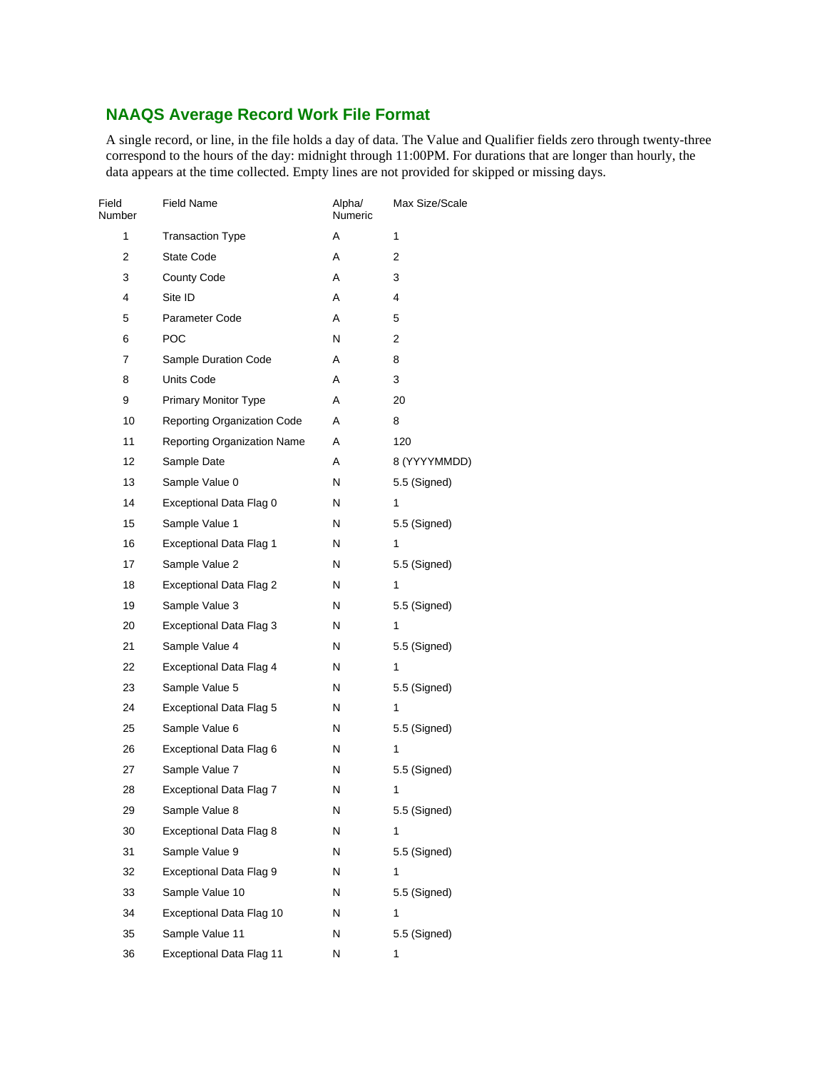## NAAQS Average Record Work File Format

A single record, or line, in the file holds a day of data. The Value and Qualifier fields zero through twenty-three correspond to the hours of the day: midnight through 11:00PM. For durations that are longer than hourly, the data appears at the time collected. Empty lines are not provided for skipped or missing days.

| Field Number | Field Name | Alpha/ Numeric | Max Size/Scale |
|---|---|---|---|
| 1 | Transaction Type | A | 1 |
| 2 | State Code | A | 2 |
| 3 | County Code | A | 3 |
| 4 | Site ID | A | 4 |
| 5 | Parameter Code | A | 5 |
| 6 | POC | N | 2 |
| 7 | Sample Duration Code | A | 8 |
| 8 | Units Code | A | 3 |
| 9 | Primary Monitor Type | A | 20 |
| 10 | Reporting Organization Code | A | 8 |
| 11 | Reporting Organization Name | A | 120 |
| 12 | Sample Date | A | 8 (YYYYMMDD) |
| 13 | Sample Value 0 | N | 5.5 (Signed) |
| 14 | Exceptional Data Flag 0 | N | 1 |
| 15 | Sample Value 1 | N | 5.5 (Signed) |
| 16 | Exceptional Data Flag 1 | N | 1 |
| 17 | Sample Value 2 | N | 5.5 (Signed) |
| 18 | Exceptional Data Flag 2 | N | 1 |
| 19 | Sample Value 3 | N | 5.5 (Signed) |
| 20 | Exceptional Data Flag 3 | N | 1 |
| 21 | Sample Value 4 | N | 5.5 (Signed) |
| 22 | Exceptional Data Flag 4 | N | 1 |
| 23 | Sample Value 5 | N | 5.5 (Signed) |
| 24 | Exceptional Data Flag 5 | N | 1 |
| 25 | Sample Value 6 | N | 5.5 (Signed) |
| 26 | Exceptional Data Flag 6 | N | 1 |
| 27 | Sample Value 7 | N | 5.5 (Signed) |
| 28 | Exceptional Data Flag 7 | N | 1 |
| 29 | Sample Value 8 | N | 5.5 (Signed) |
| 30 | Exceptional Data Flag 8 | N | 1 |
| 31 | Sample Value 9 | N | 5.5 (Signed) |
| 32 | Exceptional Data Flag 9 | N | 1 |
| 33 | Sample Value 10 | N | 5.5 (Signed) |
| 34 | Exceptional Data Flag 10 | N | 1 |
| 35 | Sample Value 11 | N | 5.5 (Signed) |
| 36 | Exceptional Data Flag 11 | N | 1 |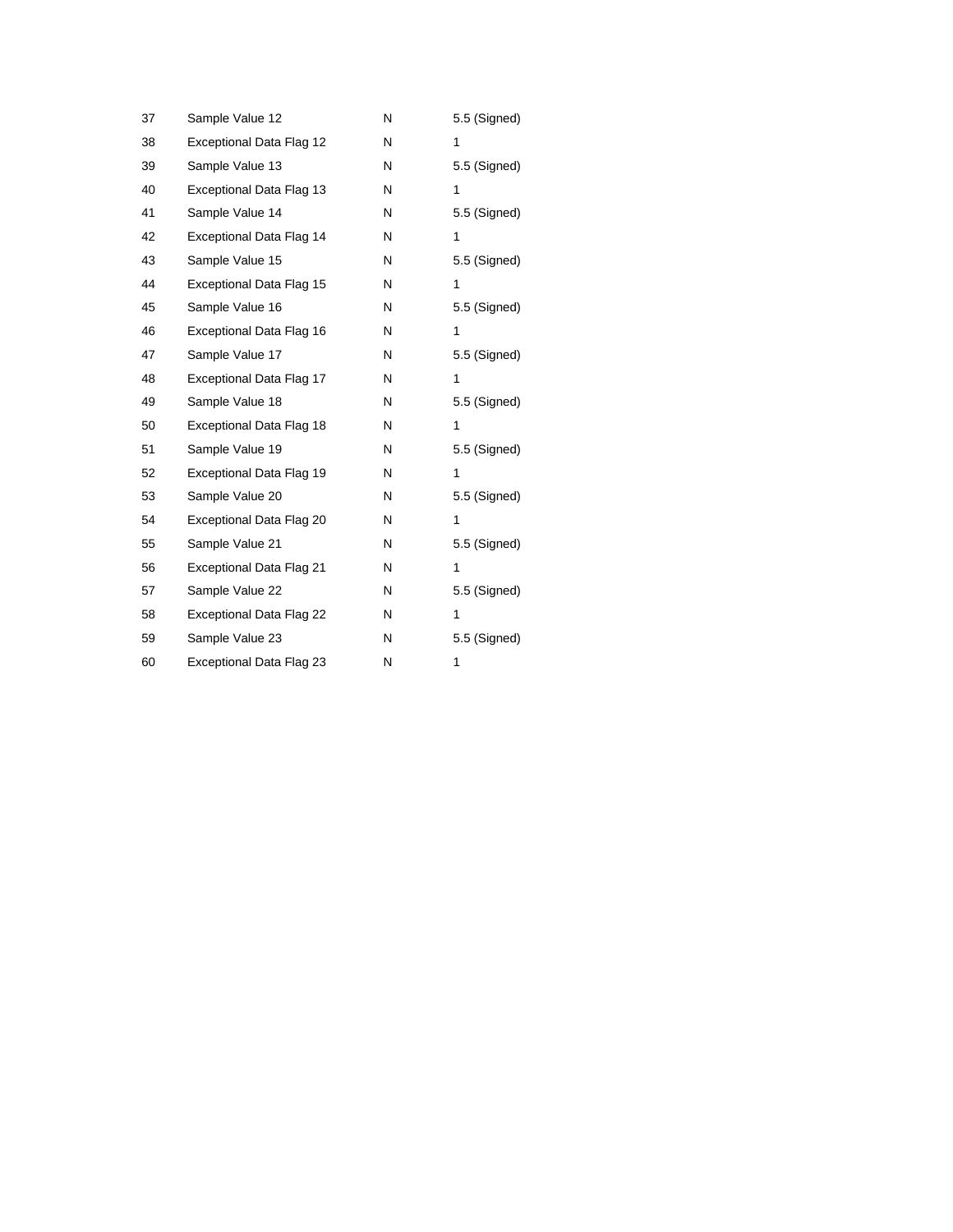| | | | |
|---|---|---|---|
| 37 | Sample Value 12 | N | 5.5 (Signed) |
| 38 | Exceptional Data Flag 12 | N | 1 |
| 39 | Sample Value 13 | N | 5.5 (Signed) |
| 40 | Exceptional Data Flag 13 | N | 1 |
| 41 | Sample Value 14 | N | 5.5 (Signed) |
| 42 | Exceptional Data Flag 14 | N | 1 |
| 43 | Sample Value 15 | N | 5.5 (Signed) |
| 44 | Exceptional Data Flag 15 | N | 1 |
| 45 | Sample Value 16 | N | 5.5 (Signed) |
| 46 | Exceptional Data Flag 16 | N | 1 |
| 47 | Sample Value 17 | N | 5.5 (Signed) |
| 48 | Exceptional Data Flag 17 | N | 1 |
| 49 | Sample Value 18 | N | 5.5 (Signed) |
| 50 | Exceptional Data Flag 18 | N | 1 |
| 51 | Sample Value 19 | N | 5.5 (Signed) |
| 52 | Exceptional Data Flag 19 | N | 1 |
| 53 | Sample Value 20 | N | 5.5 (Signed) |
| 54 | Exceptional Data Flag 20 | N | 1 |
| 55 | Sample Value 21 | N | 5.5 (Signed) |
| 56 | Exceptional Data Flag 21 | N | 1 |
| 57 | Sample Value 22 | N | 5.5 (Signed) |
| 58 | Exceptional Data Flag 22 | N | 1 |
| 59 | Sample Value 23 | N | 5.5 (Signed) |
| 60 | Exceptional Data Flag 23 | N | 1 |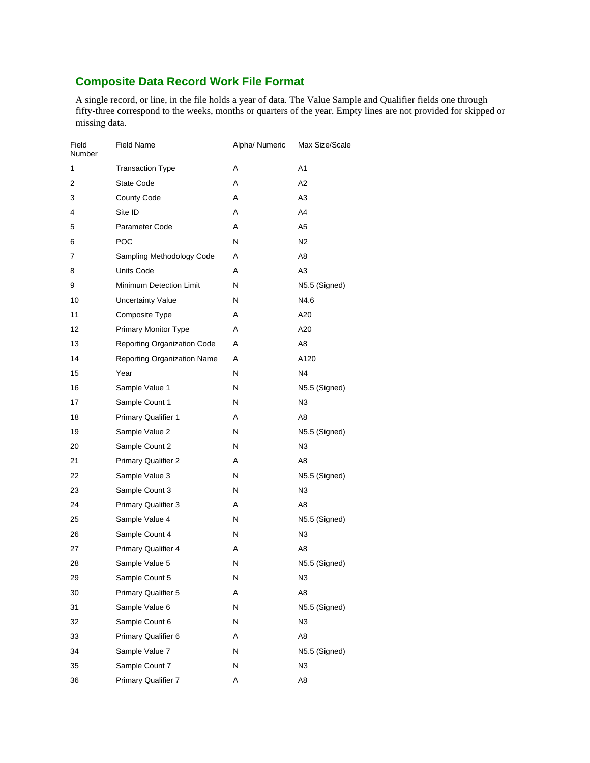## Composite Data Record Work File Format

A single record, or line, in the file holds a year of data. The Value Sample and Qualifier fields one through fifty-three correspond to the weeks, months or quarters of the year. Empty lines are not provided for skipped or missing data.

| Field Number | Field Name | Alpha/ Numeric | Max Size/Scale |
|---|---|---|---|
| 1 | Transaction Type | A | A1 |
| 2 | State Code | A | A2 |
| 3 | County Code | A | A3 |
| 4 | Site ID | A | A4 |
| 5 | Parameter Code | A | A5 |
| 6 | POC | N | N2 |
| 7 | Sampling Methodology Code | A | A8 |
| 8 | Units Code | A | A3 |
| 9 | Minimum Detection Limit | N | N5.5 (Signed) |
| 10 | Uncertainty Value | N | N4.6 |
| 11 | Composite Type | A | A20 |
| 12 | Primary Monitor Type | A | A20 |
| 13 | Reporting Organization Code | A | A8 |
| 14 | Reporting Organization Name | A | A120 |
| 15 | Year | N | N4 |
| 16 | Sample Value 1 | N | N5.5 (Signed) |
| 17 | Sample Count 1 | N | N3 |
| 18 | Primary Qualifier 1 | A | A8 |
| 19 | Sample Value 2 | N | N5.5 (Signed) |
| 20 | Sample Count 2 | N | N3 |
| 21 | Primary Qualifier 2 | A | A8 |
| 22 | Sample Value 3 | N | N5.5 (Signed) |
| 23 | Sample Count 3 | N | N3 |
| 24 | Primary Qualifier 3 | A | A8 |
| 25 | Sample Value 4 | N | N5.5 (Signed) |
| 26 | Sample Count 4 | N | N3 |
| 27 | Primary Qualifier 4 | A | A8 |
| 28 | Sample Value 5 | N | N5.5 (Signed) |
| 29 | Sample Count 5 | N | N3 |
| 30 | Primary Qualifier 5 | A | A8 |
| 31 | Sample Value 6 | N | N5.5 (Signed) |
| 32 | Sample Count 6 | N | N3 |
| 33 | Primary Qualifier 6 | A | A8 |
| 34 | Sample Value 7 | N | N5.5 (Signed) |
| 35 | Sample Count 7 | N | N3 |
| 36 | Primary Qualifier 7 | A | A8 |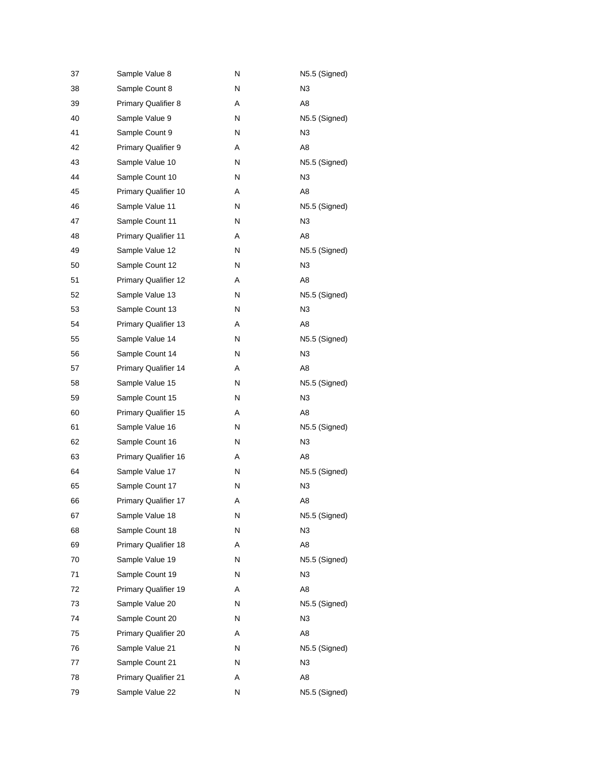| | | | |
|---|---|---|---|
| 37 | Sample Value 8 | N | N5.5 (Signed) |
| 38 | Sample Count 8 | N | N3 |
| 39 | Primary Qualifier 8 | A | A8 |
| 40 | Sample Value 9 | N | N5.5 (Signed) |
| 41 | Sample Count 9 | N | N3 |
| 42 | Primary Qualifier 9 | A | A8 |
| 43 | Sample Value 10 | N | N5.5 (Signed) |
| 44 | Sample Count 10 | N | N3 |
| 45 | Primary Qualifier 10 | A | A8 |
| 46 | Sample Value 11 | N | N5.5 (Signed) |
| 47 | Sample Count 11 | N | N3 |
| 48 | Primary Qualifier 11 | A | A8 |
| 49 | Sample Value 12 | N | N5.5 (Signed) |
| 50 | Sample Count 12 | N | N3 |
| 51 | Primary Qualifier 12 | A | A8 |
| 52 | Sample Value 13 | N | N5.5 (Signed) |
| 53 | Sample Count 13 | N | N3 |
| 54 | Primary Qualifier 13 | A | A8 |
| 55 | Sample Value 14 | N | N5.5 (Signed) |
| 56 | Sample Count 14 | N | N3 |
| 57 | Primary Qualifier 14 | A | A8 |
| 58 | Sample Value 15 | N | N5.5 (Signed) |
| 59 | Sample Count 15 | N | N3 |
| 60 | Primary Qualifier 15 | A | A8 |
| 61 | Sample Value 16 | N | N5.5 (Signed) |
| 62 | Sample Count 16 | N | N3 |
| 63 | Primary Qualifier 16 | A | A8 |
| 64 | Sample Value 17 | N | N5.5 (Signed) |
| 65 | Sample Count 17 | N | N3 |
| 66 | Primary Qualifier 17 | A | A8 |
| 67 | Sample Value 18 | N | N5.5 (Signed) |
| 68 | Sample Count 18 | N | N3 |
| 69 | Primary Qualifier 18 | A | A8 |
| 70 | Sample Value 19 | N | N5.5 (Signed) |
| 71 | Sample Count 19 | N | N3 |
| 72 | Primary Qualifier 19 | A | A8 |
| 73 | Sample Value 20 | N | N5.5 (Signed) |
| 74 | Sample Count 20 | N | N3 |
| 75 | Primary Qualifier 20 | A | A8 |
| 76 | Sample Value 21 | N | N5.5 (Signed) |
| 77 | Sample Count 21 | N | N3 |
| 78 | Primary Qualifier 21 | A | A8 |
| 79 | Sample Value 22 | N | N5.5 (Signed) |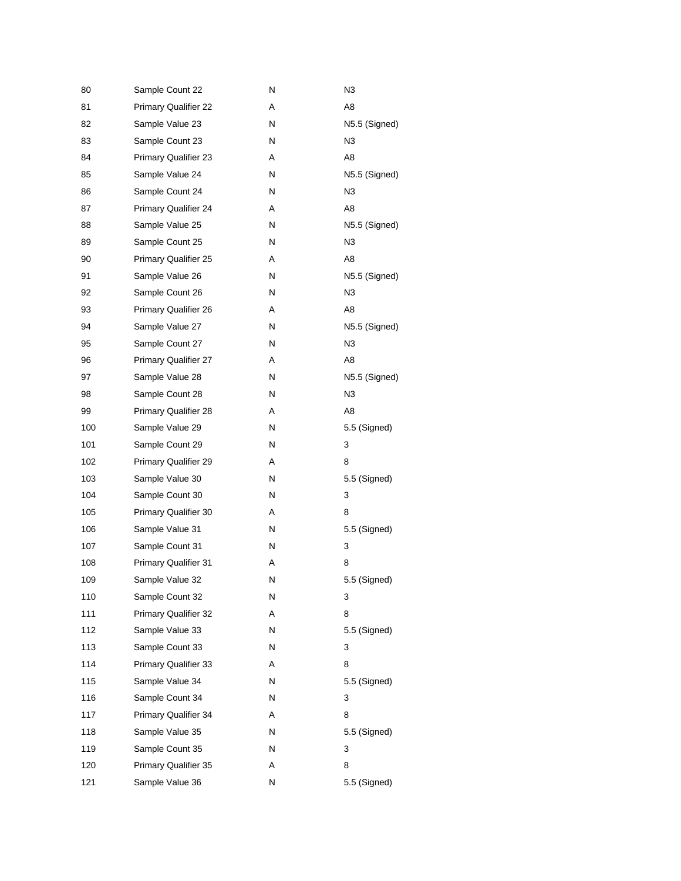| | | | |
|---|---|---|---|
| 80 | Sample Count 22 | N | N3 |
| 81 | Primary Qualifier 22 | A | A8 |
| 82 | Sample Value 23 | N | N5.5 (Signed) |
| 83 | Sample Count 23 | N | N3 |
| 84 | Primary Qualifier 23 | A | A8 |
| 85 | Sample Value 24 | N | N5.5 (Signed) |
| 86 | Sample Count 24 | N | N3 |
| 87 | Primary Qualifier 24 | A | A8 |
| 88 | Sample Value 25 | N | N5.5 (Signed) |
| 89 | Sample Count 25 | N | N3 |
| 90 | Primary Qualifier 25 | A | A8 |
| 91 | Sample Value 26 | N | N5.5 (Signed) |
| 92 | Sample Count 26 | N | N3 |
| 93 | Primary Qualifier 26 | A | A8 |
| 94 | Sample Value 27 | N | N5.5 (Signed) |
| 95 | Sample Count 27 | N | N3 |
| 96 | Primary Qualifier 27 | A | A8 |
| 97 | Sample Value 28 | N | N5.5 (Signed) |
| 98 | Sample Count 28 | N | N3 |
| 99 | Primary Qualifier 28 | A | A8 |
| 100 | Sample Value 29 | N | 5.5 (Signed) |
| 101 | Sample Count 29 | N | 3 |
| 102 | Primary Qualifier 29 | A | 8 |
| 103 | Sample Value 30 | N | 5.5 (Signed) |
| 104 | Sample Count 30 | N | 3 |
| 105 | Primary Qualifier 30 | A | 8 |
| 106 | Sample Value 31 | N | 5.5 (Signed) |
| 107 | Sample Count 31 | N | 3 |
| 108 | Primary Qualifier 31 | A | 8 |
| 109 | Sample Value 32 | N | 5.5 (Signed) |
| 110 | Sample Count 32 | N | 3 |
| 111 | Primary Qualifier 32 | A | 8 |
| 112 | Sample Value 33 | N | 5.5 (Signed) |
| 113 | Sample Count 33 | N | 3 |
| 114 | Primary Qualifier 33 | A | 8 |
| 115 | Sample Value 34 | N | 5.5 (Signed) |
| 116 | Sample Count 34 | N | 3 |
| 117 | Primary Qualifier 34 | A | 8 |
| 118 | Sample Value 35 | N | 5.5 (Signed) |
| 119 | Sample Count 35 | N | 3 |
| 120 | Primary Qualifier 35 | A | 8 |
| 121 | Sample Value 36 | N | 5.5 (Signed) |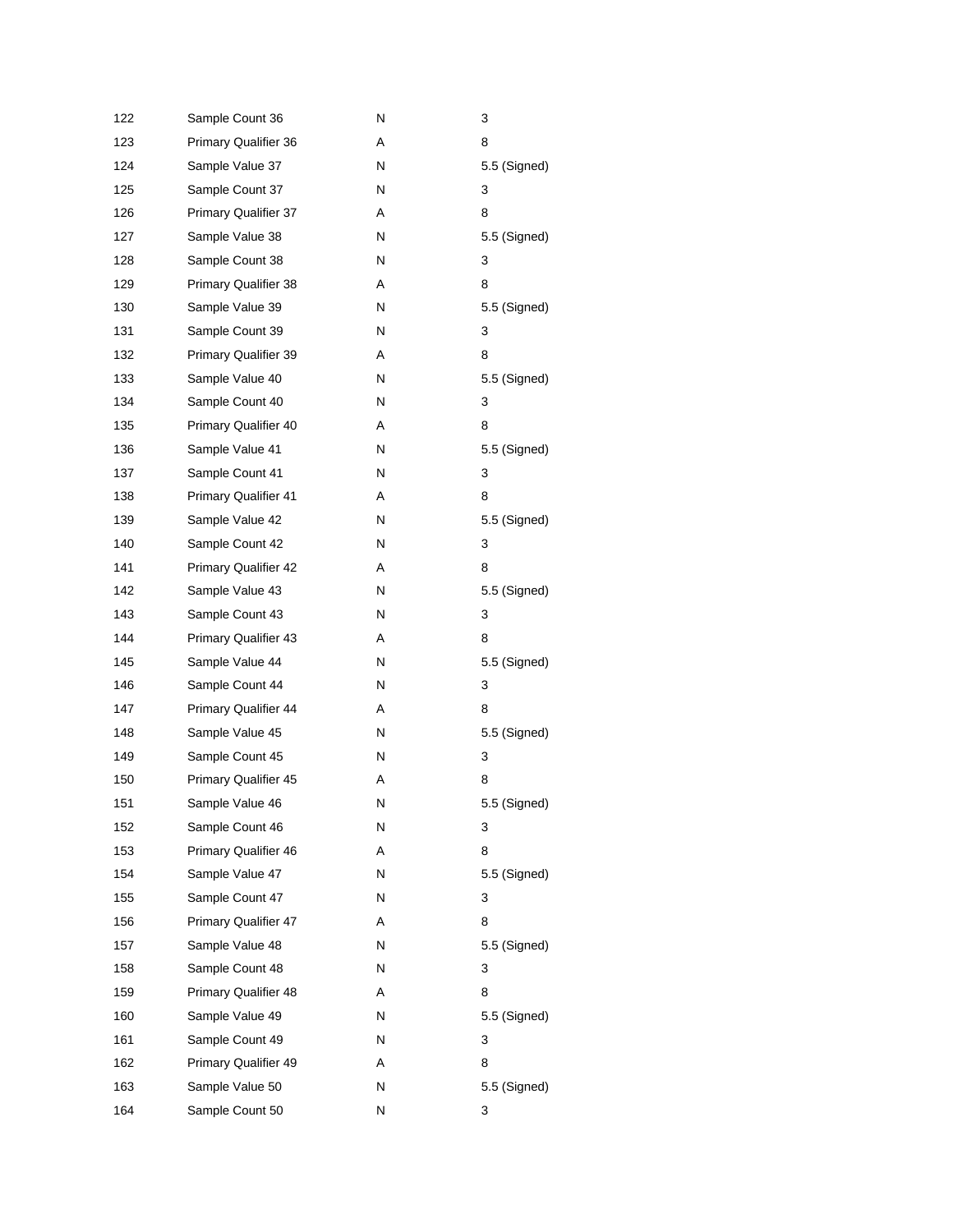| | | | |
|---|---|---|---|
| 122 | Sample Count 36 | N | 3 |
| 123 | Primary Qualifier 36 | A | 8 |
| 124 | Sample Value 37 | N | 5.5 (Signed) |
| 125 | Sample Count 37 | N | 3 |
| 126 | Primary Qualifier 37 | A | 8 |
| 127 | Sample Value 38 | N | 5.5 (Signed) |
| 128 | Sample Count 38 | N | 3 |
| 129 | Primary Qualifier 38 | A | 8 |
| 130 | Sample Value 39 | N | 5.5 (Signed) |
| 131 | Sample Count 39 | N | 3 |
| 132 | Primary Qualifier 39 | A | 8 |
| 133 | Sample Value 40 | N | 5.5 (Signed) |
| 134 | Sample Count 40 | N | 3 |
| 135 | Primary Qualifier 40 | A | 8 |
| 136 | Sample Value 41 | N | 5.5 (Signed) |
| 137 | Sample Count 41 | N | 3 |
| 138 | Primary Qualifier 41 | A | 8 |
| 139 | Sample Value 42 | N | 5.5 (Signed) |
| 140 | Sample Count 42 | N | 3 |
| 141 | Primary Qualifier 42 | A | 8 |
| 142 | Sample Value 43 | N | 5.5 (Signed) |
| 143 | Sample Count 43 | N | 3 |
| 144 | Primary Qualifier 43 | A | 8 |
| 145 | Sample Value 44 | N | 5.5 (Signed) |
| 146 | Sample Count 44 | N | 3 |
| 147 | Primary Qualifier 44 | A | 8 |
| 148 | Sample Value 45 | N | 5.5 (Signed) |
| 149 | Sample Count 45 | N | 3 |
| 150 | Primary Qualifier 45 | A | 8 |
| 151 | Sample Value 46 | N | 5.5 (Signed) |
| 152 | Sample Count 46 | N | 3 |
| 153 | Primary Qualifier 46 | A | 8 |
| 154 | Sample Value 47 | N | 5.5 (Signed) |
| 155 | Sample Count 47 | N | 3 |
| 156 | Primary Qualifier 47 | A | 8 |
| 157 | Sample Value 48 | N | 5.5 (Signed) |
| 158 | Sample Count 48 | N | 3 |
| 159 | Primary Qualifier 48 | A | 8 |
| 160 | Sample Value 49 | N | 5.5 (Signed) |
| 161 | Sample Count 49 | N | 3 |
| 162 | Primary Qualifier 49 | A | 8 |
| 163 | Sample Value 50 | N | 5.5 (Signed) |
| 164 | Sample Count 50 | N | 3 |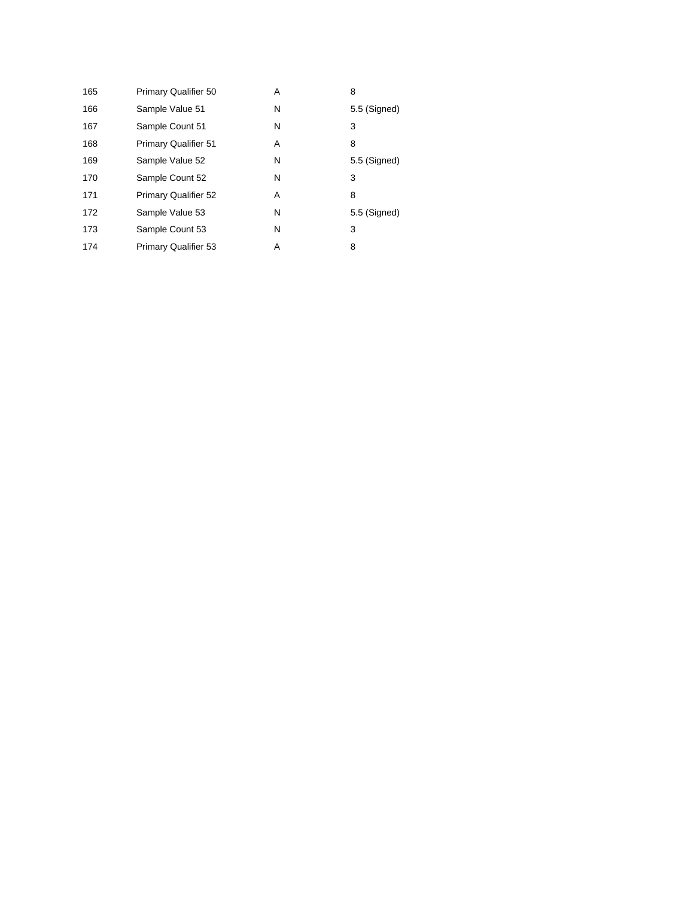| | | | |
|---|---|---|---|
| 165 | Primary Qualifier 50 | A | 8 |
| 166 | Sample Value 51 | N | 5.5 (Signed) |
| 167 | Sample Count 51 | N | 3 |
| 168 | Primary Qualifier 51 | A | 8 |
| 169 | Sample Value 52 | N | 5.5 (Signed) |
| 170 | Sample Count 52 | N | 3 |
| 171 | Primary Qualifier 52 | A | 8 |
| 172 | Sample Value 53 | N | 5.5 (Signed) |
| 173 | Sample Count 53 | N | 3 |
| 174 | Primary Qualifier 53 | A | 8 |